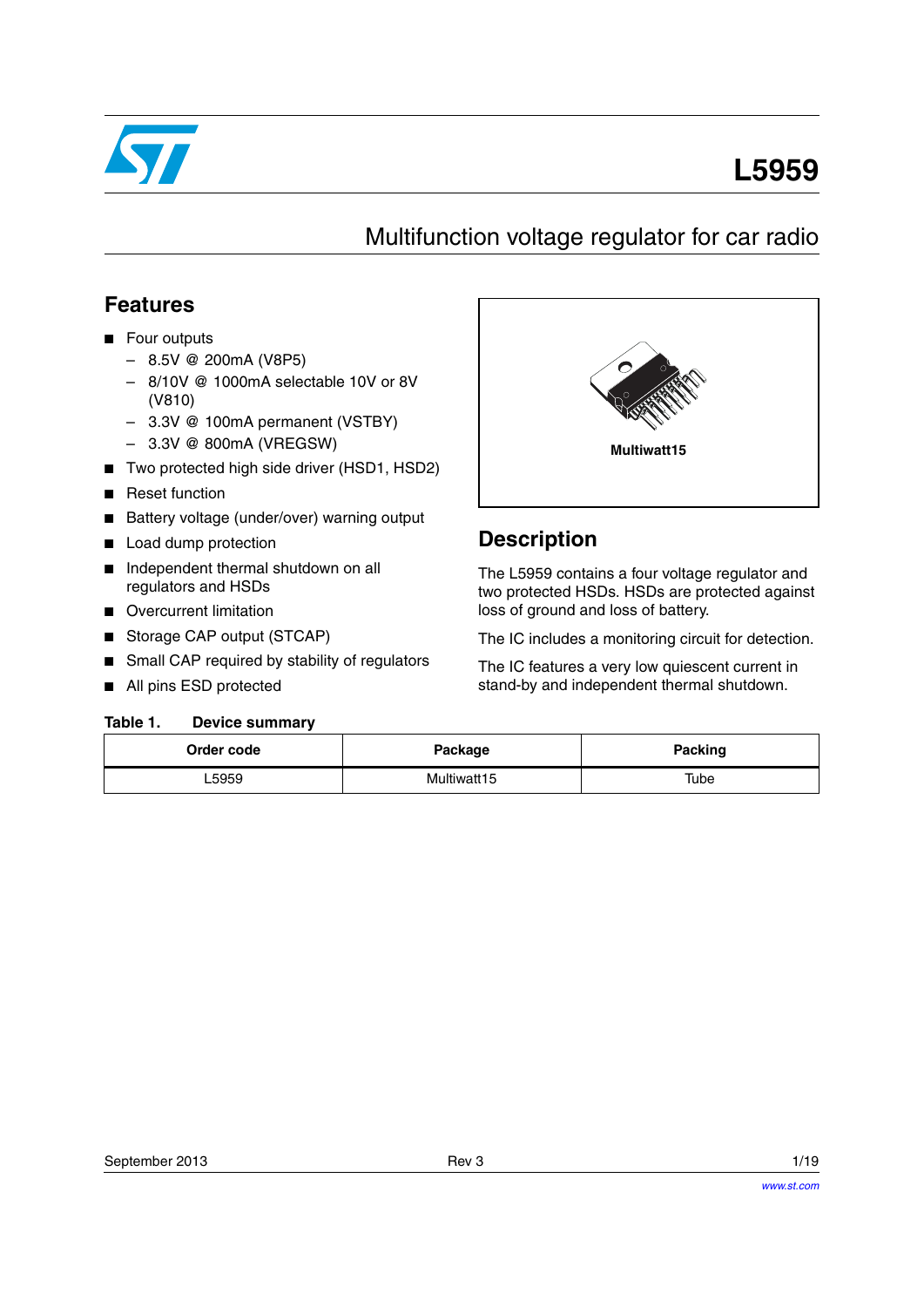# L5959

## Multifunction voltage regulator for car radio

## Features

- Four outputs
  - 8.5V @ 200mA (V8P5)
  - 8/10V @ 1000mA selectable 10V or 8V (V810)
  - 3.3V @ 100mA permanent (VSTBY)
  - 3.3V @ 800mA (VREGSW)
- Two protected high side driver (HSD1, HSD2)
- Reset function
- Battery voltage (under/over) warning output
- Load dump protection
- Independent thermal shutdown on all regulators and HSDs
- Overcurrent limitation
- Storage CAP output (STCAP)
- Small CAP required by stability of regulators
- All pins ESD protected

Multiwatt15

## Description

The L5959 contains a four voltage regulator and two protected HSDs. HSDs are protected against loss of ground and loss of battery.

The IC includes a monitoring circuit for detection.

The IC features a very low quiescent current in stand-by and independent thermal shutdown.

**Table 1. Device summary**

| Order code | Package | Packing |
|---|---|---|
| L5959 | Multiwatt15 | Tube |

September 2013 Rev 3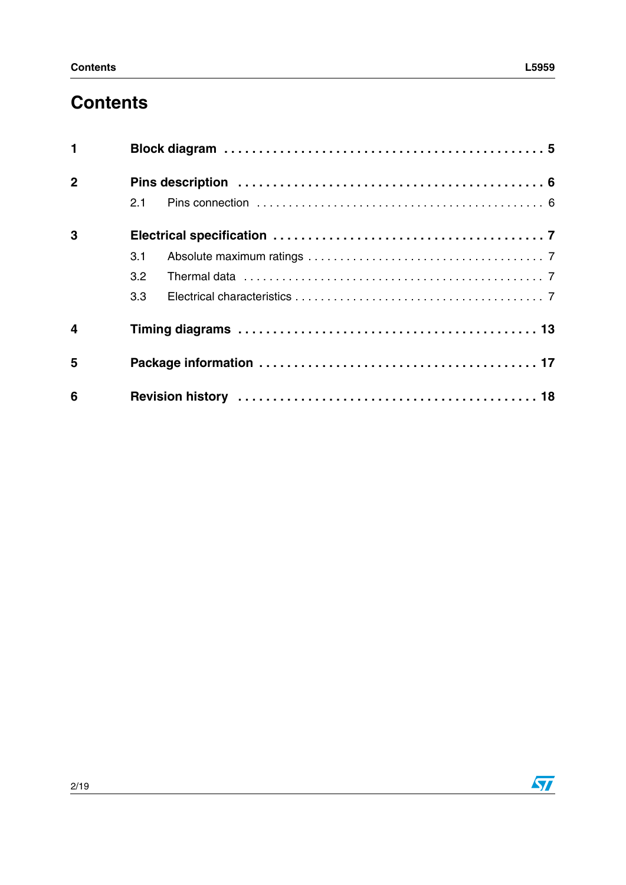# Contents

| | | |
|---|---|---|
| **1** | **Block diagram** | **5** |
| **2** | **Pins description** | **6** |
| | 2.1 Pins connection | 6 |
| **3** | **Electrical specification** | **7** |
| | 3.1 Absolute maximum ratings | 7 |
| | 3.2 Thermal data | 7 |
| | 3.3 Electrical characteristics | 7 |
| **4** | **Timing diagrams** | **13** |
| **5** | **Package information** | **17** |
| **6** | **Revision history** | **18** |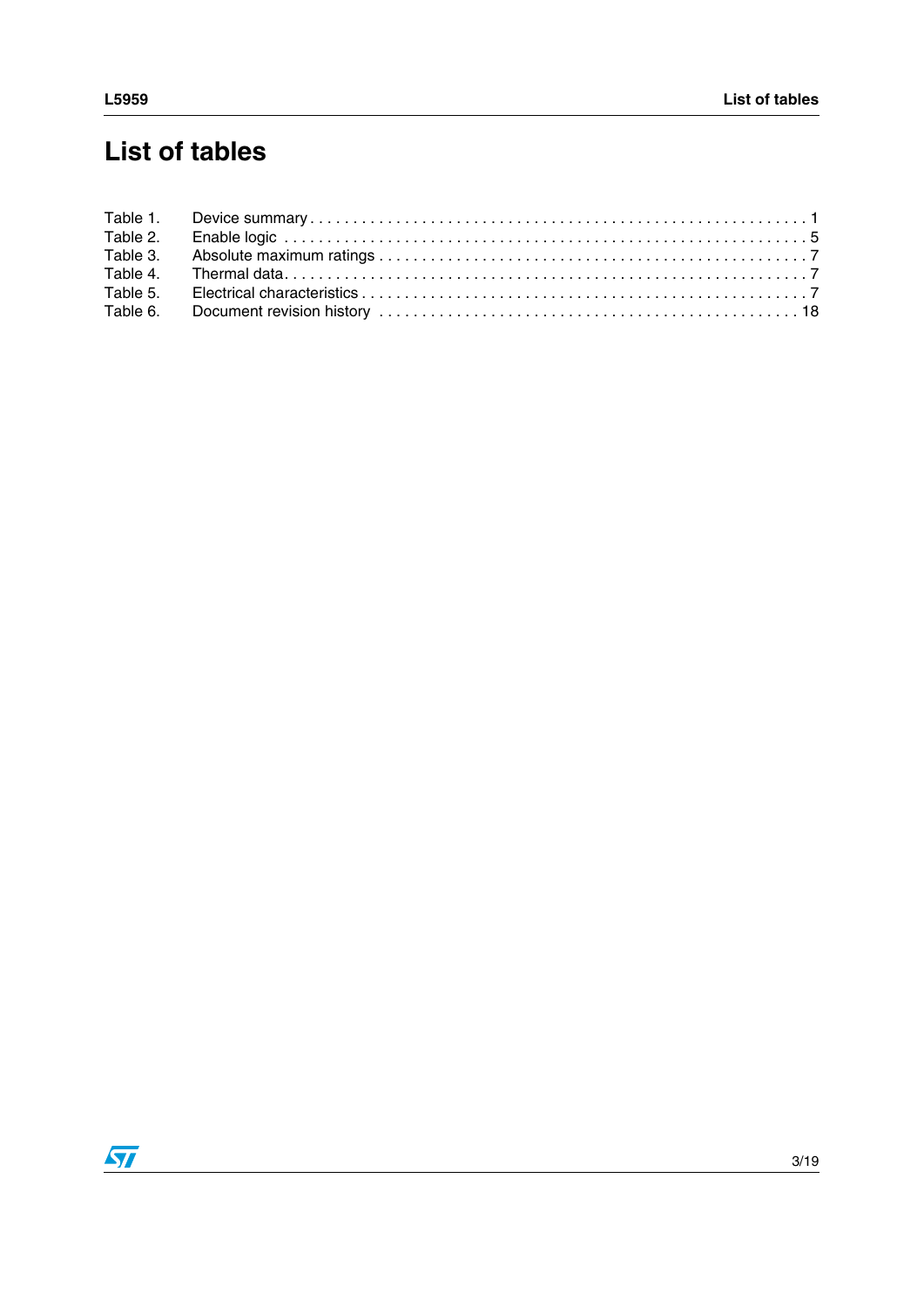# List of tables

Table 1. Device summary . . . . . . . . . . . . . . . . . . . . . . . . . . . . . . . . . . . . . . . . . . . . . . . . . . . . . . . . . 1
Table 2. Enable logic . . . . . . . . . . . . . . . . . . . . . . . . . . . . . . . . . . . . . . . . . . . . . . . . . . . . . . . . . . . 5
Table 3. Absolute maximum ratings . . . . . . . . . . . . . . . . . . . . . . . . . . . . . . . . . . . . . . . . . . . . . . . 7
Table 4. Thermal data. . . . . . . . . . . . . . . . . . . . . . . . . . . . . . . . . . . . . . . . . . . . . . . . . . . . . . . . . . . 7
Table 5. Electrical characteristics . . . . . . . . . . . . . . . . . . . . . . . . . . . . . . . . . . . . . . . . . . . . . . . . . . 7
Table 6. Document revision history . . . . . . . . . . . . . . . . . . . . . . . . . . . . . . . . . . . . . . . . . . . . . . . 18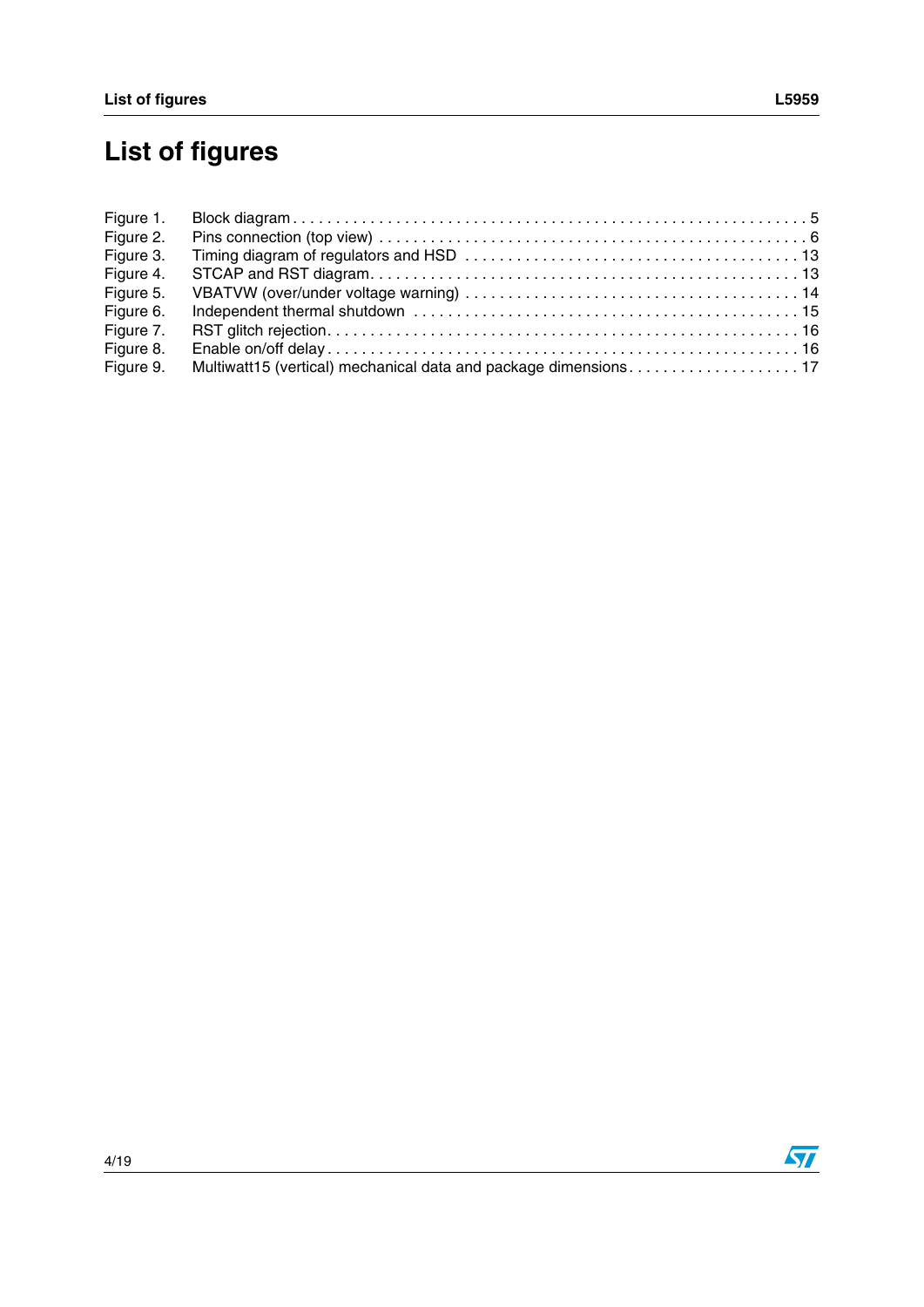# List of figures

| | | |
|---|---|---|
| Figure 1. | Block diagram | 5 |
| Figure 2. | Pins connection (top view) | 6 |
| Figure 3. | Timing diagram of regulators and HSD | 13 |
| Figure 4. | STCAP and RST diagram | 13 |
| Figure 5. | VBATVW (over/under voltage warning) | 14 |
| Figure 6. | Independent thermal shutdown | 15 |
| Figure 7. | RST glitch rejection | 16 |
| Figure 8. | Enable on/off delay | 16 |
| Figure 9. | Multiwatt15 (vertical) mechanical data and package dimensions | 17 |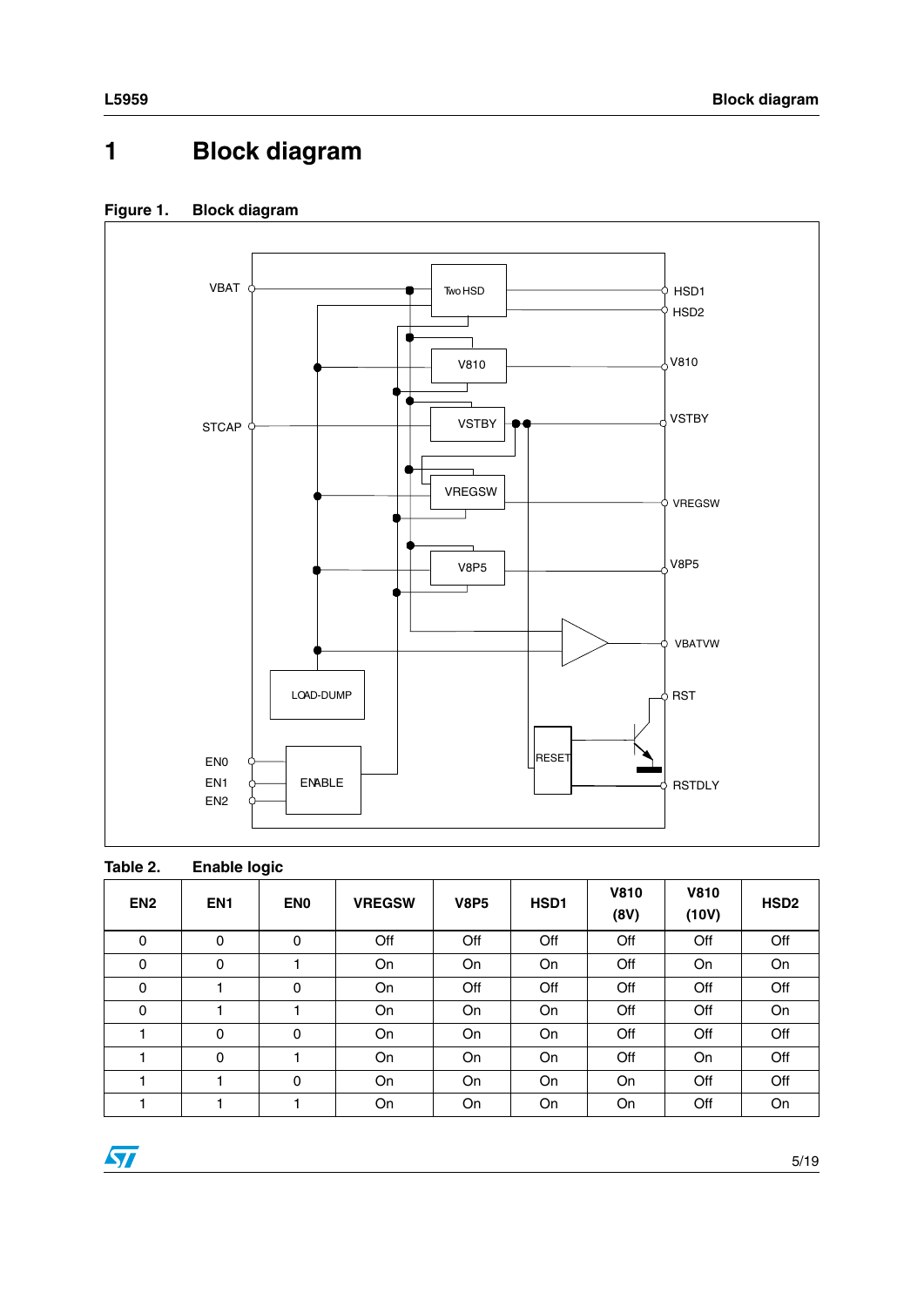# 1 Block diagram

Figure 1. Block diagram

Table 2. Enable logic

| EN2 | EN1 | EN0 | VREGSW | V8P5 | HSD1 | V810 (8V) | V810 (10V) | HSD2 |
|---|---|---|---|---|---|---|---|---|
| 0 | 0 | 0 | Off | Off | Off | Off | Off | Off |
| 0 | 0 | 1 | On | On | On | Off | On | On |
| 0 | 1 | 0 | On | Off | Off | Off | Off | Off |
| 0 | 1 | 1 | On | On | On | Off | Off | On |
| 1 | 0 | 0 | On | On | On | Off | Off | Off |
| 1 | 0 | 1 | On | On | On | Off | On | Off |
| 1 | 1 | 0 | On | On | On | On | Off | Off |
| 1 | 1 | 1 | On | On | On | On | Off | On |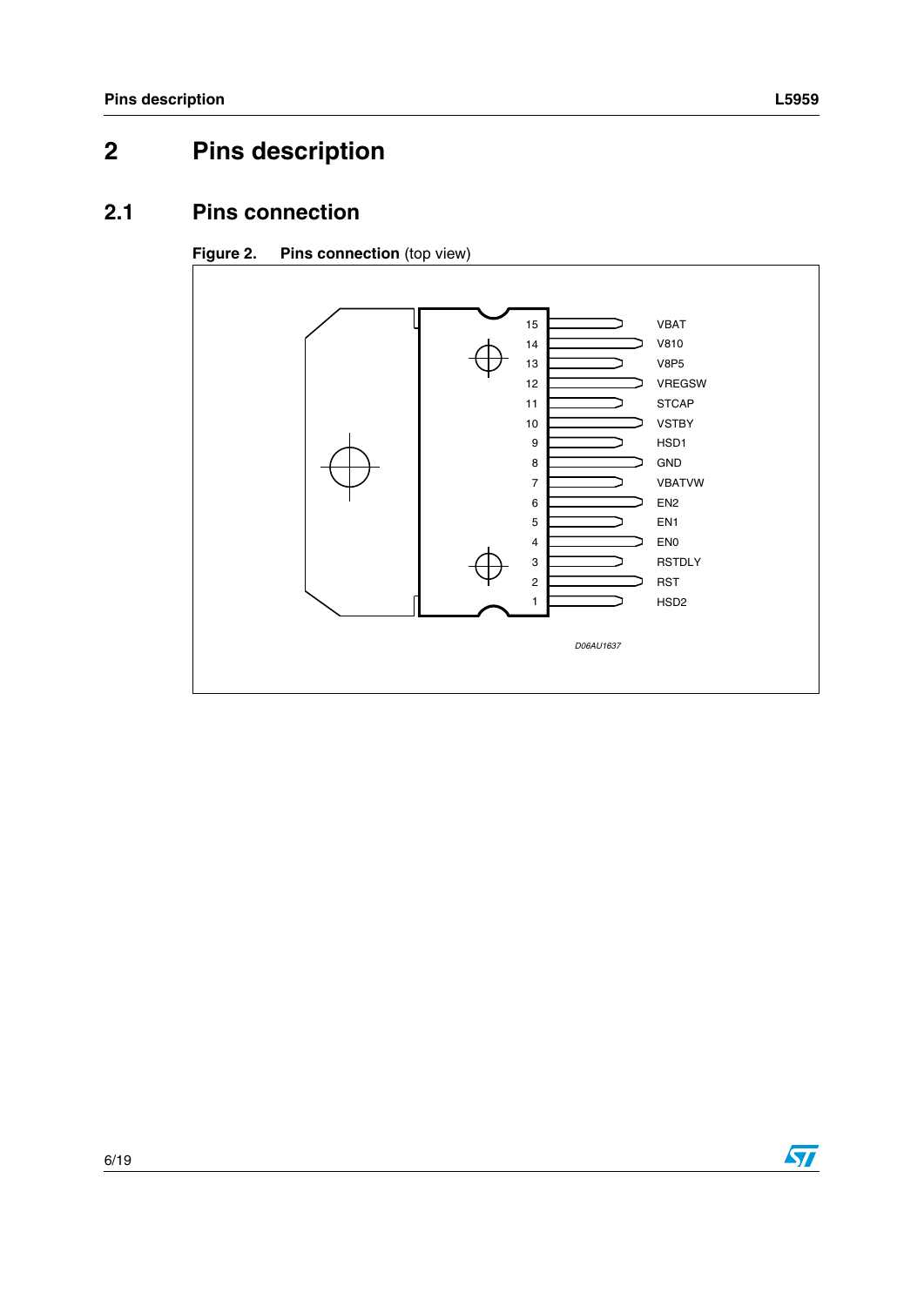# 2 Pins description

## 2.1 Pins connection

**Figure 2. Pins connection** (top view)

| Pin | Name |
|---|---|
| 15 | VBAT |
| 14 | V810 |
| 13 | V8P5 |
| 12 | VREGSW |
| 11 | STCAP |
| 10 | VSTBY |
| 9 | HSD1 |
| 8 | GND |
| 7 | VBATVW |
| 6 | EN2 |
| 5 | EN1 |
| 4 | EN0 |
| 3 | RSTDLY |
| 2 | RST |
| 1 | HSD2 |

D06AU1637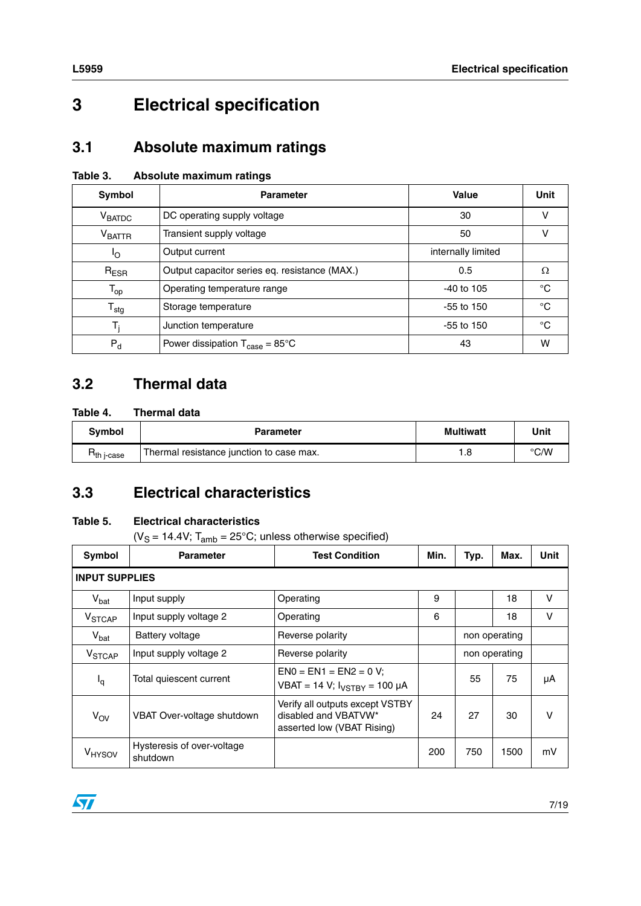# 3 Electrical specification

## 3.1 Absolute maximum ratings

**Table 3. Absolute maximum ratings**

| Symbol | Parameter | Value | Unit |
|---|---|---|---|
| $V_{BATDC}$ | DC operating supply voltage | 30 | V |
| $V_{BATTR}$ | Transient supply voltage | 50 | V |
| $I_O$ | Output current | internally limited | |
| $R_{ESR}$ | Output capacitor series eq. resistance (MAX.) | 0.5 | Ω |
| $T_{op}$ | Operating temperature range | -40 to 105 | °C |
| $T_{stg}$ | Storage temperature | -55 to 150 | °C |
| $T_j$ | Junction temperature | -55 to 150 | °C |
| $P_d$ | Power dissipation $T_{case}$ = 85°C | 43 | W |

## 3.2 Thermal data

**Table 4. Thermal data**

| Symbol | Parameter | Multiwatt | Unit |
|---|---|---|---|
| $R_{th\ j\text{-}case}$ | Thermal resistance junction to case max. | 1.8 | °C/W |

## 3.3 Electrical characteristics

**Table 5. Electrical characteristics**
($V_S$ = 14.4V; $T_{amb}$ = 25°C; unless otherwise specified)

| Symbol | Parameter | Test Condition | Min. | Typ. | Max. | Unit |
|---|---|---|---|---|---|---|
| **INPUT SUPPLIES** | | | | | | |
| $V_{bat}$ | Input supply | Operating | 9 | | 18 | V |
| $V_{STCAP}$ | Input supply voltage 2 | Operating | 6 | | 18 | V |
| $V_{bat}$ | Battery voltage | Reverse polarity | | non operating | | |
| $V_{STCAP}$ | Input supply voltage 2 | Reverse polarity | | non operating | | |
| $I_q$ | Total quiescent current | EN0 = EN1 = EN2 = 0 V; VBAT = 14 V; $I_{VSTBY}$ = 100 µA | | 55 | 75 | µA |
| $V_{OV}$ | VBAT Over-voltage shutdown | Verify all outputs except VSTBY disabled and VBATVW* asserted low (VBAT Rising) | 24 | 27 | 30 | V |
| $V_{HYSOV}$ | Hysteresis of over-voltage shutdown | | 200 | 750 | 1500 | mV |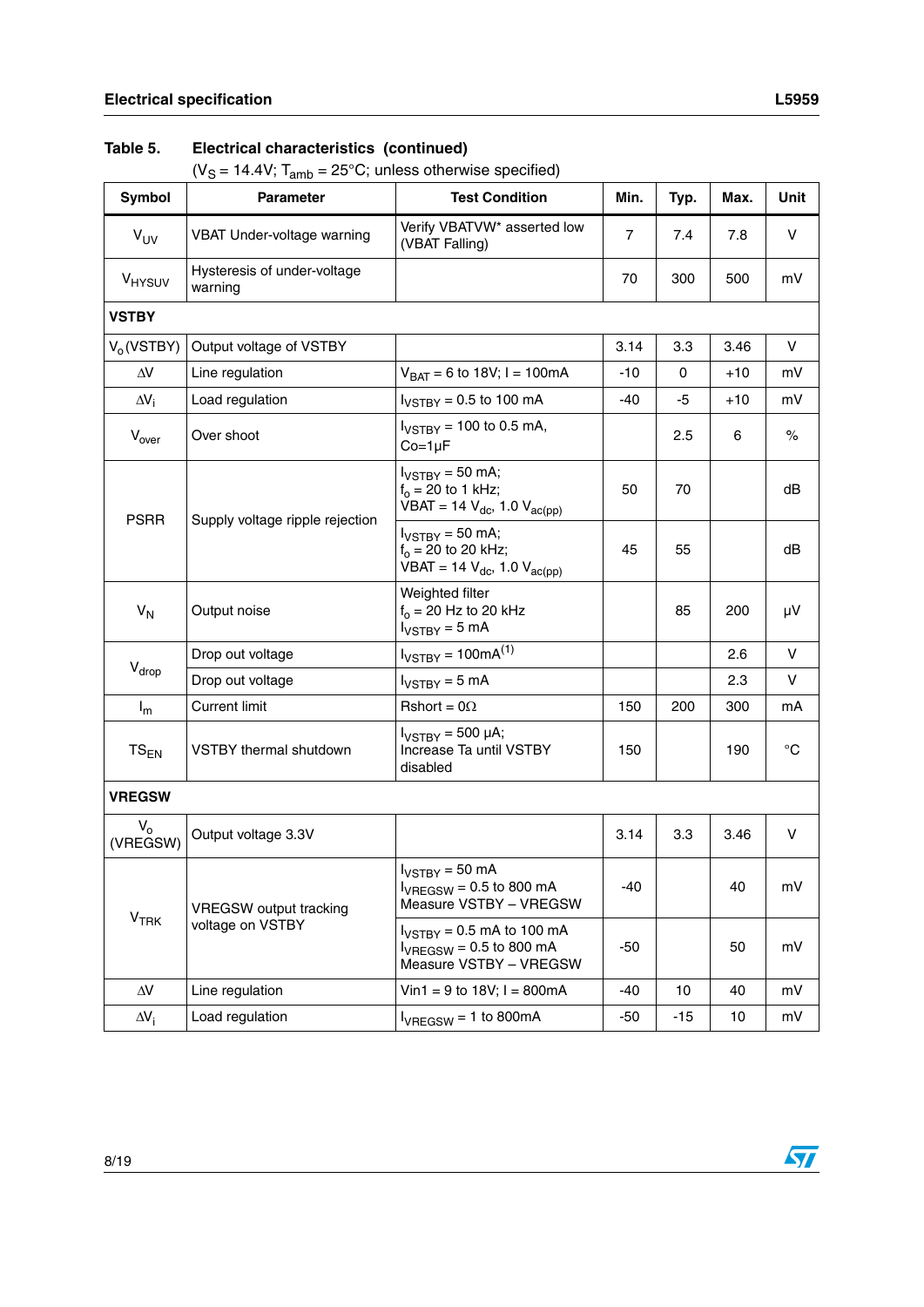**Table 5. Electrical characteristics (continued)**

($V_S$ = 14.4V; $T_{amb}$ = 25°C; unless otherwise specified)

| Symbol | Parameter | Test Condition | Min. | Typ. | Max. | Unit |
|---|---|---|---|---|---|---|
| $V_{UV}$ | VBAT Under-voltage warning | Verify VBATVW* asserted low (VBAT Falling) | 7 | 7.4 | 7.8 | V |
| $V_{HYSUV}$ | Hysteresis of under-voltage warning | | 70 | 300 | 500 | mV |
| **VSTBY** | | | | | | |
| $V_o$(VSTBY) | Output voltage of VSTBY | | 3.14 | 3.3 | 3.46 | V |
| ΔV | Line regulation | $V_{BAT}$ = 6 to 18V; I = 100mA | -10 | 0 | +10 | mV |
| $ΔV_i$ | Load regulation | $I_{VSTBY}$ = 0.5 to 100 mA | -40 | -5 | +10 | mV |
| $V_{over}$ | Over shoot | $I_{VSTBY}$ = 100 to 0.5 mA, Co=1µF | | 2.5 | 6 | % |
| PSRR | Supply voltage ripple rejection | $I_{VSTBY}$ = 50 mA; $f_o$ = 20 to 1 kHz; VBAT = 14 $V_{dc}$, 1.0 $V_{ac(pp)}$ | 50 | 70 | | dB |
| | | $I_{VSTBY}$ = 50 mA; $f_o$ = 20 to 20 kHz; VBAT = 14 $V_{dc}$, 1.0 $V_{ac(pp)}$ | 45 | 55 | | dB |
| $V_N$ | Output noise | Weighted filter $f_o$ = 20 Hz to 20 kHz $I_{VSTBY}$ = 5 mA | | 85 | 200 | µV |
| $V_{drop}$ | Drop out voltage | $I_{VSTBY}$ = 100mA[1] | | | 2.6 | V |
| | Drop out voltage | $I_{VSTBY}$ = 5 mA | | | 2.3 | V |
| $I_m$ | Current limit | Rshort = 0Ω | 150 | 200 | 300 | mA |
| $TS_{EN}$ | VSTBY thermal shutdown | $I_{VSTBY}$ = 500 µA; Increase Ta until VSTBY disabled | 150 | | 190 | °C |
| **VREGSW** | | | | | | |
| $V_o$ (VREGSW) | Output voltage 3.3V | | 3.14 | 3.3 | 3.46 | V |
| $V_{TRK}$ | VREGSW output tracking voltage on VSTBY | $I_{VSTBY}$ = 50 mA $I_{VREGSW}$ = 0.5 to 800 mA Measure VSTBY – VREGSW | -40 | | 40 | mV |
| | | $I_{VSTBY}$ = 0.5 mA to 100 mA $I_{VREGSW}$ = 0.5 to 800 mA Measure VSTBY – VREGSW | -50 | | 50 | mV |
| ΔV | Line regulation | Vin1 = 9 to 18V; I = 800mA | -40 | 10 | 40 | mV |
| $ΔV_i$ | Load regulation | $I_{VREGSW}$ = 1 to 800mA | -50 | -15 | 10 | mV |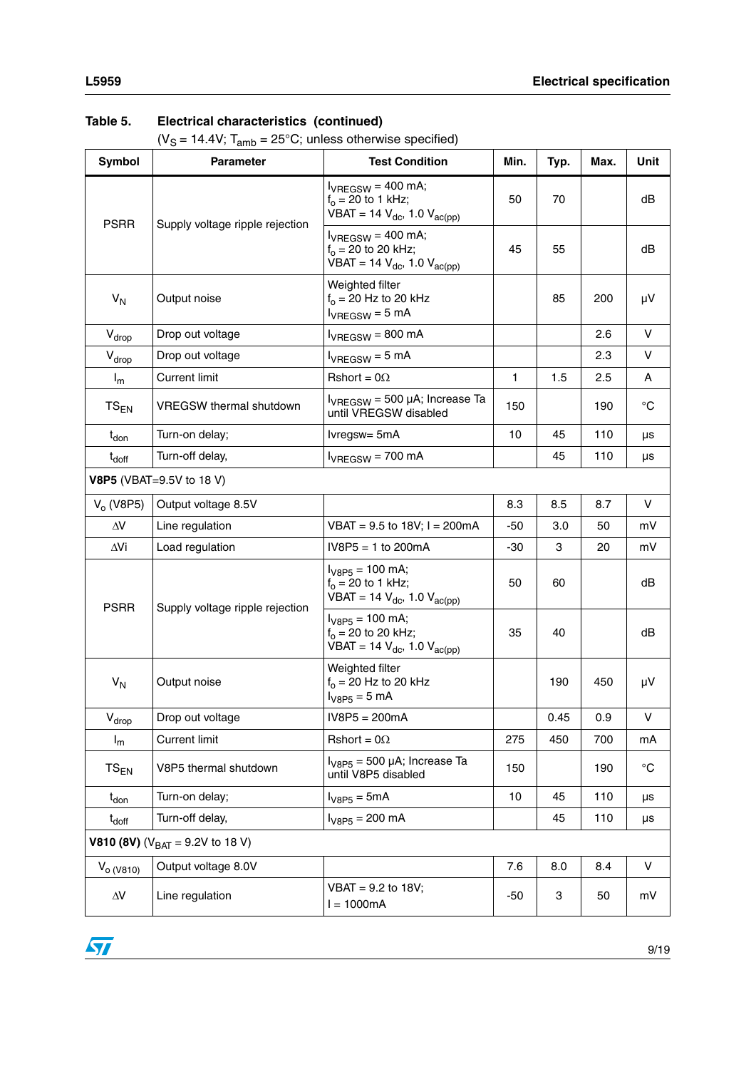**Table 5. Electrical characteristics (continued)**

($V_S$ = 14.4V; $T_{amb}$ = 25°C; unless otherwise specified)

| Symbol | Parameter | Test Condition | Min. | Typ. | Max. | Unit |
|---|---|---|---|---|---|---|
| PSRR | Supply voltage ripple rejection | $I_{VREGSW}$ = 400 mA; $f_o$ = 20 to 1 kHz; VBAT = 14 $V_{dc}$, 1.0 $V_{ac(pp)}$ | 50 | 70 | | dB |
| | | $I_{VREGSW}$ = 400 mA; $f_o$ = 20 to 20 kHz; VBAT = 14 $V_{dc}$, 1.0 $V_{ac(pp)}$ | 45 | 55 | | dB |
| $V_N$ | Output noise | Weighted filter $f_o$ = 20 Hz to 20 kHz $I_{VREGSW}$ = 5 mA | | 85 | 200 | µV |
| $V_{drop}$ | Drop out voltage | $I_{VREGSW}$ = 800 mA | | | 2.6 | V |
| $V_{drop}$ | Drop out voltage | $I_{VREGSW}$ = 5 mA | | | 2.3 | V |
| $I_m$ | Current limit | Rshort = 0Ω | 1 | 1.5 | 2.5 | A |
| $TS_{EN}$ | VREGSW thermal shutdown | $I_{VREGSW}$ = 500 µA; Increase Ta until VREGSW disabled | 150 | | 190 | °C |
| $t_{don}$ | Turn-on delay; | Ivregsw= 5mA | 10 | 45 | 110 | µs |
| $t_{doff}$ | Turn-off delay, | $I_{VREGSW}$ = 700 mA | | 45 | 110 | µs |
| **V8P5** (VBAT=9.5V to 18 V) | | | | | | |
| $V_o$ (V8P5) | Output voltage 8.5V | | 8.3 | 8.5 | 8.7 | V |
| ΔV | Line regulation | VBAT = 9.5 to 18V; I = 200mA | -50 | 3.0 | 50 | mV |
| ΔVi | Load regulation | IV8P5 = 1 to 200mA | -30 | 3 | 20 | mV |
| PSRR | Supply voltage ripple rejection | $I_{V8P5}$ = 100 mA; $f_o$ = 20 to 1 kHz; VBAT = 14 $V_{dc}$, 1.0 $V_{ac(pp)}$ | 50 | 60 | | dB |
| | | $I_{V8P5}$ = 100 mA; $f_o$ = 20 to 20 kHz; VBAT = 14 $V_{dc}$, 1.0 $V_{ac(pp)}$ | 35 | 40 | | dB |
| $V_N$ | Output noise | Weighted filter $f_o$ = 20 Hz to 20 kHz $I_{V8P5}$ = 5 mA | | 190 | 450 | µV |
| $V_{drop}$ | Drop out voltage | IV8P5 = 200mA | | 0.45 | 0.9 | V |
| $I_m$ | Current limit | Rshort = 0Ω | 275 | 450 | 700 | mA |
| $TS_{EN}$ | V8P5 thermal shutdown | $I_{V8P5}$ = 500 µA; Increase Ta until V8P5 disabled | 150 | | 190 | °C |
| $t_{don}$ | Turn-on delay; | $I_{V8P5}$ = 5mA | 10 | 45 | 110 | µs |
| $t_{doff}$ | Turn-off delay, | $I_{V8P5}$ = 200 mA | | 45 | 110 | µs |
| **V810 (8V)** ($V_{BAT}$ = 9.2V to 18 V) | | | | | | |
| $V_{o\ (V810)}$ | Output voltage 8.0V | | 7.6 | 8.0 | 8.4 | V |
| ΔV | Line regulation | VBAT = 9.2 to 18V; I = 1000mA | -50 | 3 | 50 | mV |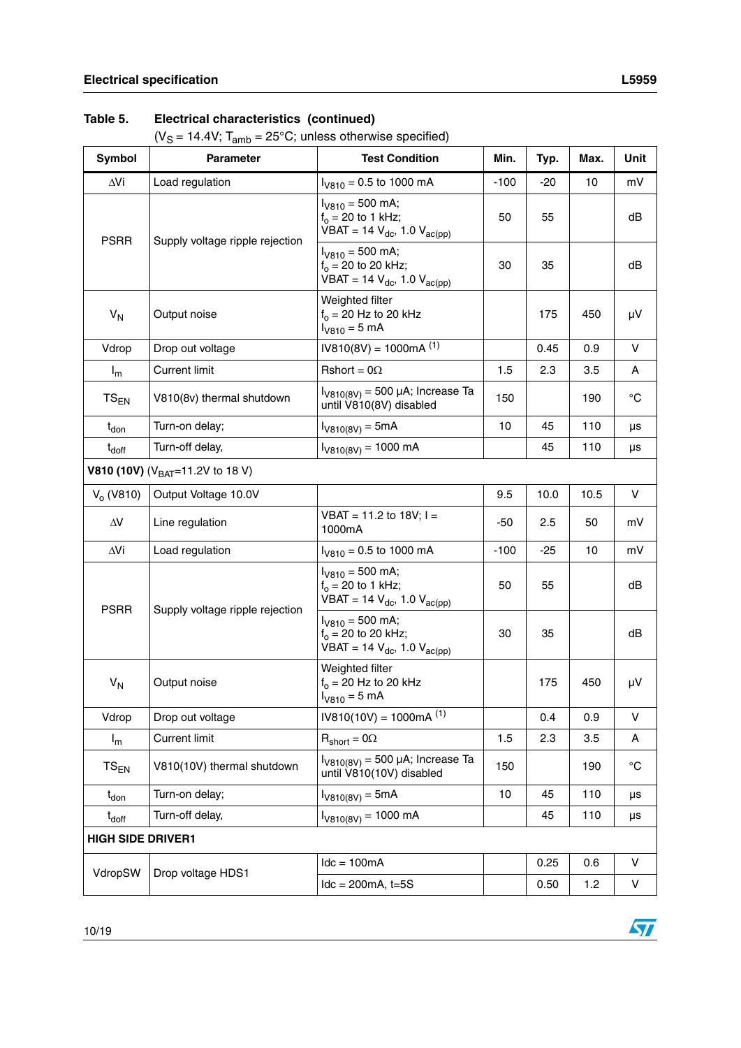**Table 5. Electrical characteristics (continued)**

($V_S$ = 14.4V; $T_{amb}$ = 25°C; unless otherwise specified)

| Symbol | Parameter | Test Condition | Min. | Typ. | Max. | Unit |
|---|---|---|---|---|---|---|
| ΔVi | Load regulation | $I_{V810}$ = 0.5 to 1000 mA | -100 | -20 | 10 | mV |
| PSRR | Supply voltage ripple rejection | $I_{V810}$ = 500 mA; $f_o$ = 20 to 1 kHz; VBAT = 14 $V_{dc}$, 1.0 $V_{ac(pp)}$ | 50 | 55 | | dB |
| | | $I_{V810}$ = 500 mA; $f_o$ = 20 to 20 kHz; VBAT = 14 $V_{dc}$, 1.0 $V_{ac(pp)}$ | 30 | 35 | | dB |
| $V_N$ | Output noise | Weighted filter $f_o$ = 20 Hz to 20 kHz $I_{V810}$ = 5 mA | | 175 | 450 | µV |
| Vdrop | Drop out voltage | IV810(8V) = 1000mA [1] | | 0.45 | 0.9 | V |
| $I_m$ | Current limit | Rshort = 0Ω | 1.5 | 2.3 | 3.5 | A |
| $TS_{EN}$ | V810(8v) thermal shutdown | $I_{V810(8V)}$ = 500 µA; Increase Ta until V810(8V) disabled | 150 | | 190 | °C |
| $t_{don}$ | Turn-on delay; | $I_{V810(8V)}$ = 5mA | 10 | 45 | 110 | µs |
| $t_{doff}$ | Turn-off delay, | $I_{V810(8V)}$ = 1000 mA | | 45 | 110 | µs |
| **V810 (10V)** ($V_{BAT}$=11.2V to 18 V) | | | | | | |
| $V_o$ (V810) | Output Voltage 10.0V | | 9.5 | 10.0 | 10.5 | V |
| ΔV | Line regulation | VBAT = 11.2 to 18V; I = 1000mA | -50 | 2.5 | 50 | mV |
| ΔVi | Load regulation | $I_{V810}$ = 0.5 to 1000 mA | -100 | -25 | 10 | mV |
| PSRR | Supply voltage ripple rejection | $I_{V810}$ = 500 mA; $f_o$ = 20 to 1 kHz; VBAT = 14 $V_{dc}$, 1.0 $V_{ac(pp)}$ | 50 | 55 | | dB |
| | | $I_{V810}$ = 500 mA; $f_o$ = 20 to 20 kHz; VBAT = 14 $V_{dc}$, 1.0 $V_{ac(pp)}$ | 30 | 35 | | dB |
| $V_N$ | Output noise | Weighted filter $f_o$ = 20 Hz to 20 kHz $I_{V810}$ = 5 mA | | 175 | 450 | µV |
| Vdrop | Drop out voltage | IV810(10V) = 1000mA [1] | | 0.4 | 0.9 | V |
| $I_m$ | Current limit | $R_{short}$ = 0Ω | 1.5 | 2.3 | 3.5 | A |
| $TS_{EN}$ | V810(10V) thermal shutdown | $I_{V810(8V)}$ = 500 µA; Increase Ta until V810(10V) disabled | 150 | | 190 | °C |
| $t_{don}$ | Turn-on delay; | $I_{V810(8V)}$ = 5mA | 10 | 45 | 110 | µs |
| $t_{doff}$ | Turn-off delay, | $I_{V810(8V)}$ = 1000 mA | | 45 | 110 | µs |
| **HIGH SIDE DRIVER1** | | | | | | |
| VdropSW | Drop voltage HDS1 | Idc = 100mA | | 0.25 | 0.6 | V |
| | | Idc = 200mA, t=5S | | 0.50 | 1.2 | V |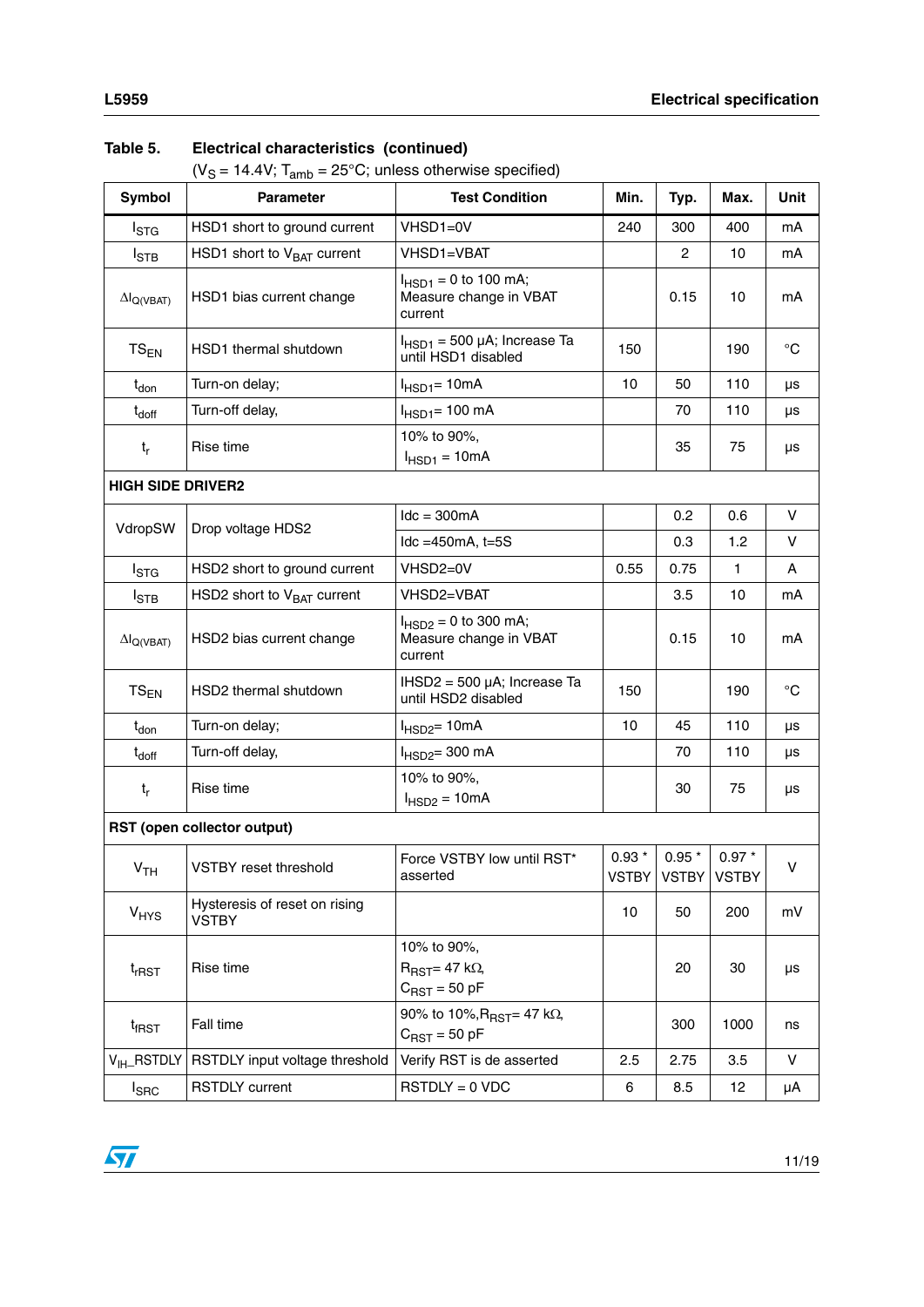**Table 5. Electrical characteristics (continued)**

($V_S$ = 14.4V; $T_{amb}$ = 25°C; unless otherwise specified)

| Symbol | Parameter | Test Condition | Min. | Typ. | Max. | Unit |
|---|---|---|---|---|---|---|
| $I_{STG}$ | HSD1 short to ground current | VHSD1=0V | 240 | 300 | 400 | mA |
| $I_{STB}$ | HSD1 short to $V_{BAT}$ current | VHSD1=VBAT | | 2 | 10 | mA |
| $\Delta I_{Q(VBAT)}$ | HSD1 bias current change | $I_{HSD1}$ = 0 to 100 mA; Measure change in VBAT current | | 0.15 | 10 | mA |
| $TS_{EN}$ | HSD1 thermal shutdown | $I_{HSD1}$ = 500 µA; Increase Ta until HSD1 disabled | 150 | | 190 | °C |
| $t_{don}$ | Turn-on delay; | $I_{HSD1}$= 10mA | 10 | 50 | 110 | µs |
| $t_{doff}$ | Turn-off delay, | $I_{HSD1}$= 100 mA | | 70 | 110 | µs |
| $t_r$ | Rise time | 10% to 90%, $I_{HSD1}$ = 10mA | | 35 | 75 | µs |
| **HIGH SIDE DRIVER2** | | | | | | |
| VdropSW | Drop voltage HDS2 | Idc = 300mA | | 0.2 | 0.6 | V |
| | | Idc =450mA, t=5S | | 0.3 | 1.2 | V |
| $I_{STG}$ | HSD2 short to ground current | VHSD2=0V | 0.55 | 0.75 | 1 | A |
| $I_{STB}$ | HSD2 short to $V_{BAT}$ current | VHSD2=VBAT | | 3.5 | 10 | mA |
| $\Delta I_{Q(VBAT)}$ | HSD2 bias current change | $I_{HSD2}$ = 0 to 300 mA; Measure change in VBAT current | | 0.15 | 10 | mA |
| $TS_{EN}$ | HSD2 thermal shutdown | IHSD2 = 500 µA; Increase Ta until HSD2 disabled | 150 | | 190 | °C |
| $t_{don}$ | Turn-on delay; | $I_{HSD2}$= 10mA | 10 | 45 | 110 | µs |
| $t_{doff}$ | Turn-off delay, | $I_{HSD2}$= 300 mA | | 70 | 110 | µs |
| $t_r$ | Rise time | 10% to 90%, $I_{HSD2}$ = 10mA | | 30 | 75 | µs |
| **RST (open collector output)** | | | | | | |
| $V_{TH}$ | VSTBY reset threshold | Force VSTBY low until RST* asserted | 0.93 * VSTBY | 0.95 * VSTBY | 0.97 * VSTBY | V |
| $V_{HYS}$ | Hysteresis of reset on rising VSTBY | | 10 | 50 | 200 | mV |
| $t_{rRST}$ | Rise time | 10% to 90%, $R_{RST}$= 47 kΩ, $C_{RST}$ = 50 pF | | 20 | 30 | µs |
| $t_{fRST}$ | Fall time | 90% to 10%, $R_{RST}$= 47 kΩ, $C_{RST}$ = 50 pF | | 300 | 1000 | ns |
| $V_{IH}$_RSTDLY | RSTDLY input voltage threshold | Verify RST is de asserted | 2.5 | 2.75 | 3.5 | V |
| $I_{SRC}$ | RSTDLY current | RSTDLY = 0 VDC | 6 | 8.5 | 12 | µA |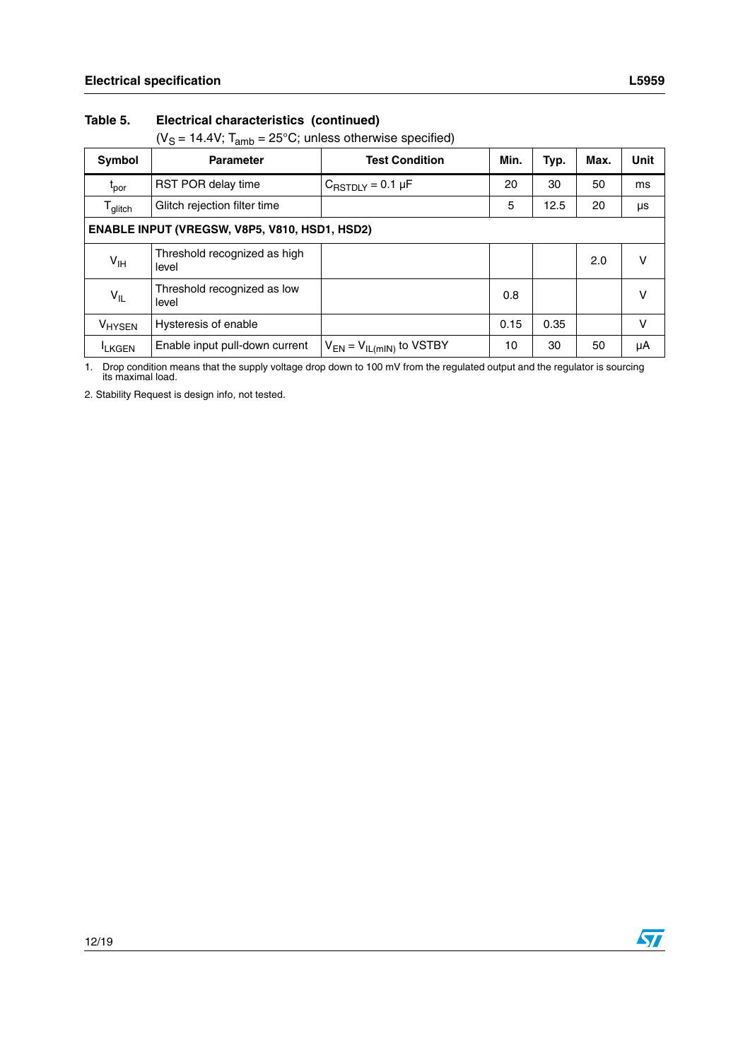**Table 5. Electrical characteristics (continued)**

($V_S$ = 14.4V; $T_{amb}$ = 25°C; unless otherwise specified)

| Symbol | Parameter | Test Condition | Min. | Typ. | Max. | Unit |
|---|---|---|---|---|---|---|
| $t_{por}$ | RST POR delay time | $C_{RSTDLY}$ = 0.1 µF | 20 | 30 | 50 | ms |
| $T_{glitch}$ | Glitch rejection filter time | | 5 | 12.5 | 20 | µs |
| **ENABLE INPUT (VREGSW, V8P5, V810, HSD1, HSD2)** | | | | | | |
| $V_{IH}$ | Threshold recognized as high level | | | | 2.0 | V |
| $V_{IL}$ | Threshold recognized as low level | | 0.8 | | | V |
| $V_{HYSEN}$ | Hysteresis of enable | | 0.15 | 0.35 | | V |
| $I_{LKGEN}$ | Enable input pull-down current | $V_{EN} = V_{IL(mIN)}$ to VSTBY | 10 | 30 | 50 | µA |

1. Drop condition means that the supply voltage drop down to 100 mV from the regulated output and the regulator is sourcing its maximal load.

2. Stability Request is design info, not tested.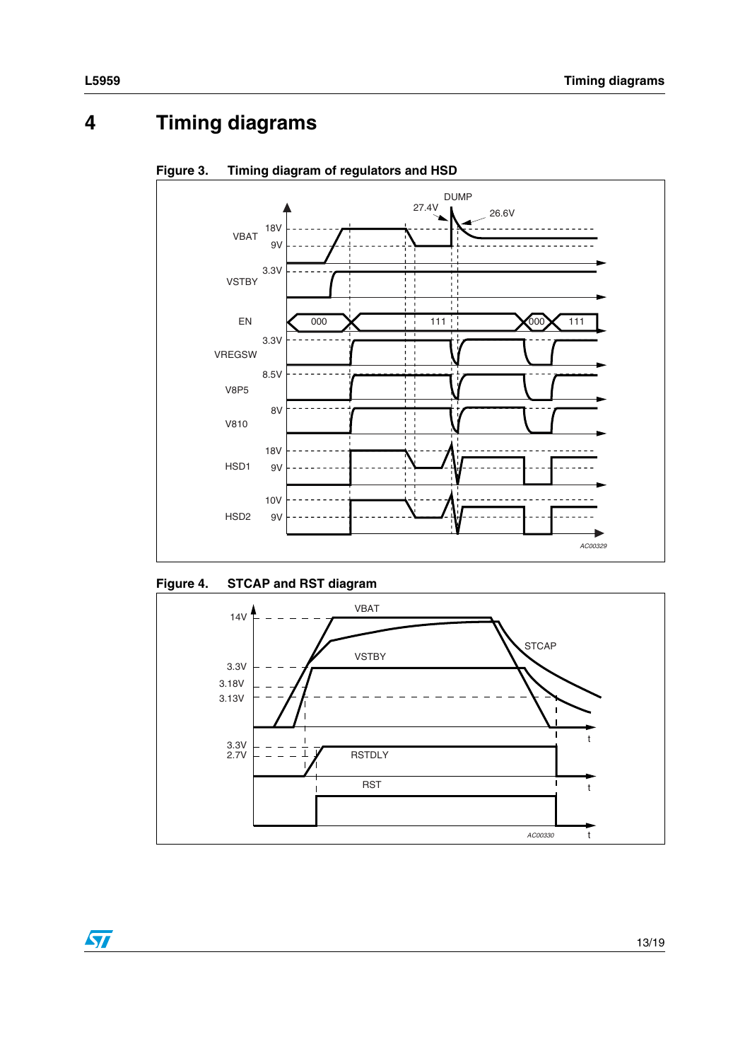# 4 Timing diagrams

**Figure 3. Timing diagram of regulators and HSD**

**Figure 4. STCAP and RST diagram**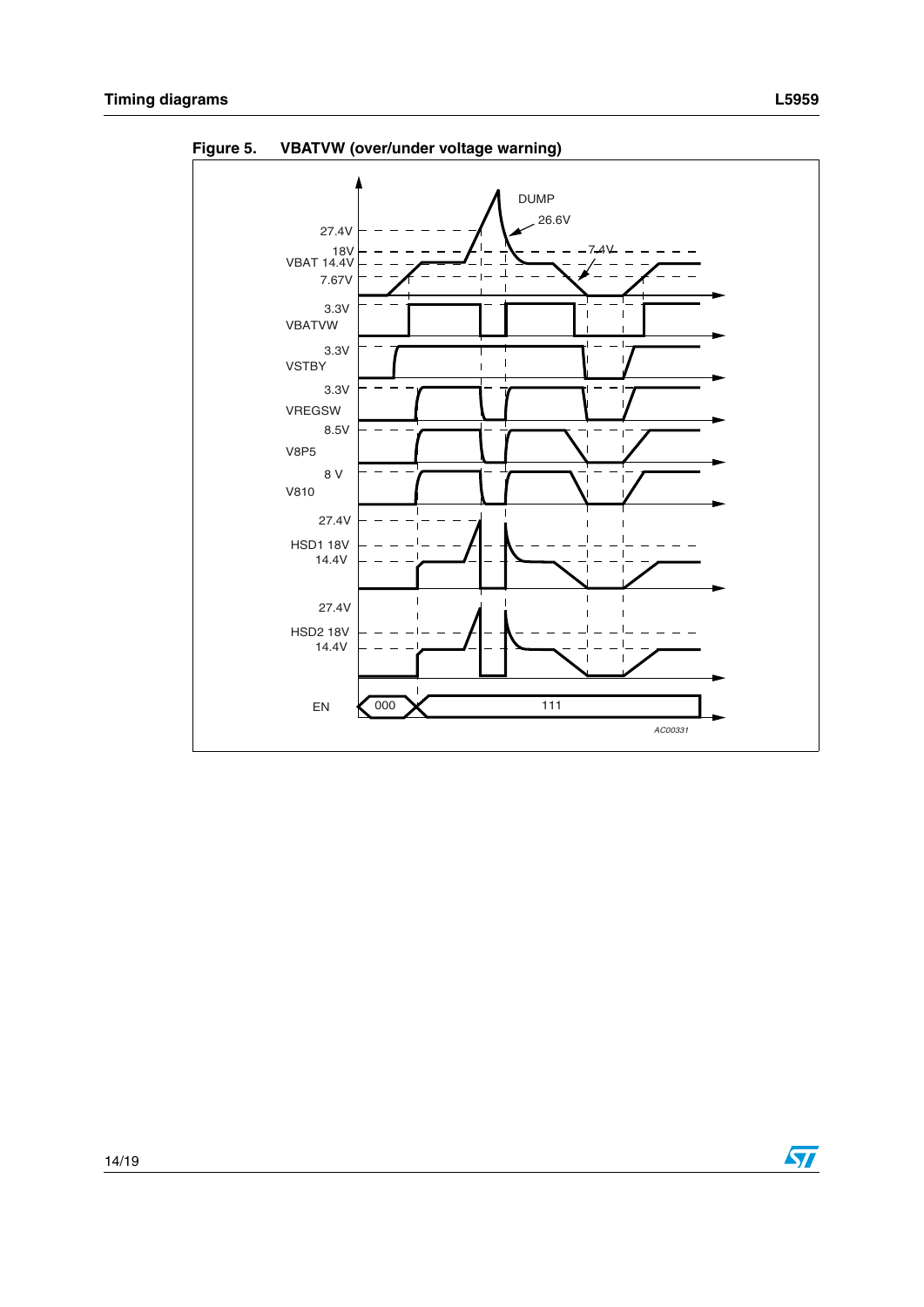**Figure 5. VBATVW (over/under voltage warning)**

DUMP

26.6V

27.4V

18V

VBAT 14.4V

7.67V

7.4V

3.3V

VBATVW

3.3V

VSTBY

3.3V

VREGSW

8.5V

V8P5

8 V

V810

27.4V

HSD1 18V

14.4V

27.4V

HSD2 18V

14.4V

EN

000

111

AC00331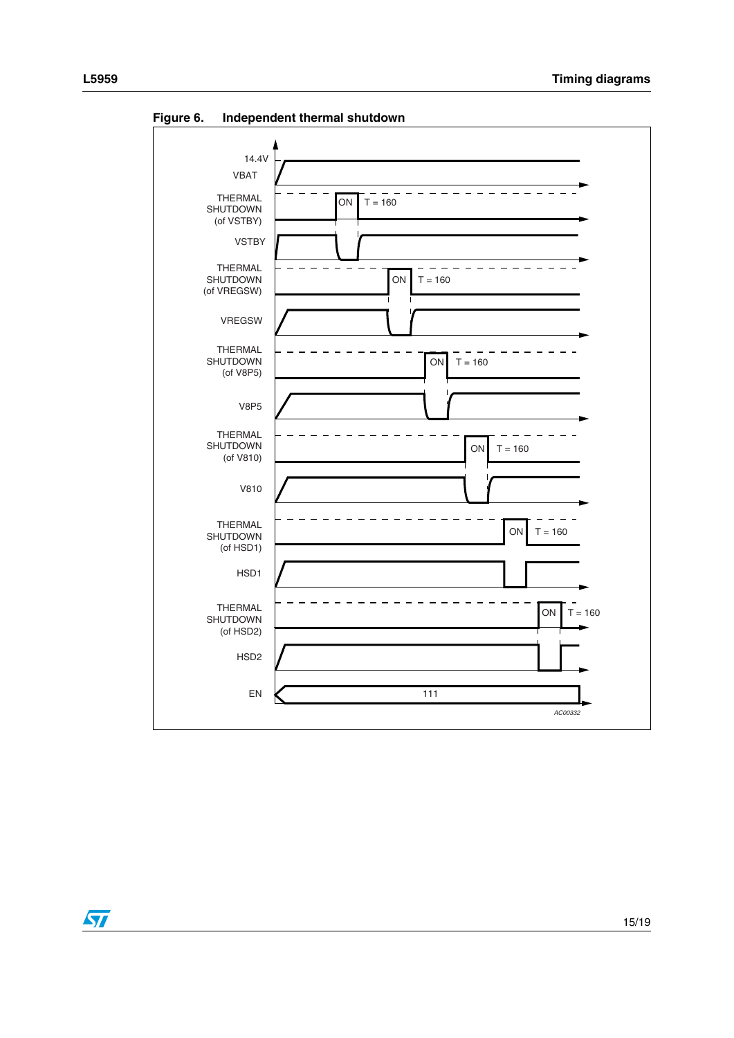**Figure 6. Independent thermal shutdown**

14.4V

VBAT

THERMAL SHUTDOWN (of VSTBY) — ON — T = 160

VSTBY

THERMAL SHUTDOWN (of VREGSW) — ON — T = 160

VREGSW

THERMAL SHUTDOWN (of V8P5) — ON — T = 160

V8P5

THERMAL SHUTDOWN (of V810) — ON — T = 160

V810

THERMAL SHUTDOWN (of HSD1) — ON — T = 160

HSD1

THERMAL SHUTDOWN (of HSD2) — ON — T = 160

HSD2

EN — 111

AC00332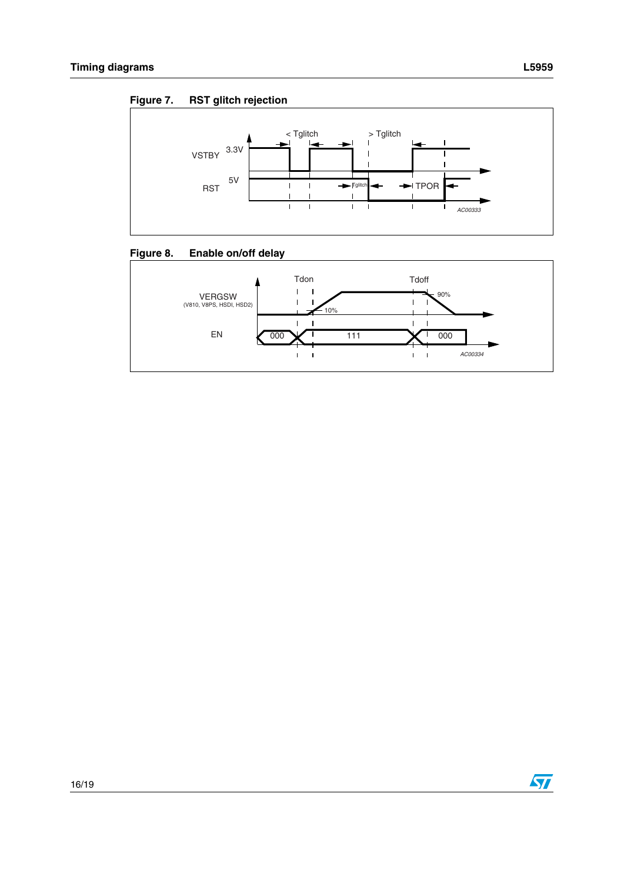## Timing diagrams

**Figure 7. RST glitch rejection**

VSTBY 3.3V

RST 5V

< Tglitch

> Tglitch

Tglitch

TPOR

AC00333

**Figure 8. Enable on/off delay**

VERGSW (V810, V8PS, HSDI, HSD2)

EN

Tdon

Tdoff

10%

90%

000

111

000

AC00334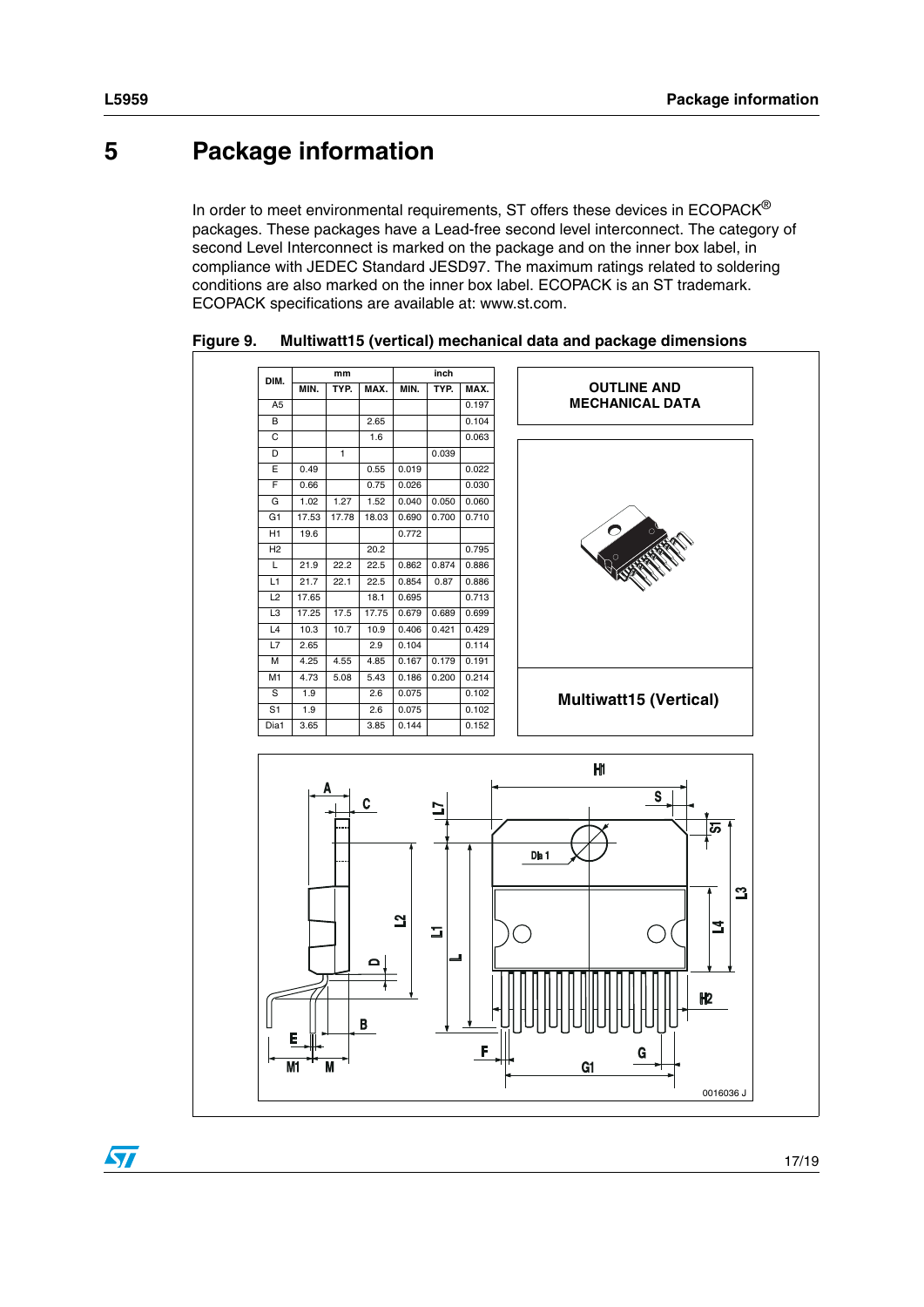# 5 Package information

In order to meet environmental requirements, ST offers these devices in ECOPACK® packages. These packages have a Lead-free second level interconnect. The category of second Level Interconnect is marked on the package and on the inner box label, in compliance with JEDEC Standard JESD97. The maximum ratings related to soldering conditions are also marked on the inner box label. ECOPACK is an ST trademark. ECOPACK specifications are available at: www.st.com.

**Figure 9. Multiwatt15 (vertical) mechanical data and package dimensions**

| DIM. | mm | | | inch | | |
|---|---|---|---|---|---|---|
| | MIN. | TYP. | MAX. | MIN. | TYP. | MAX. |
| A5 | | | | | | 0.197 |
| B | | | 2.65 | | | 0.104 |
| C | | | 1.6 | | | 0.063 |
| D | | 1 | | | 0.039 | |
| E | 0.49 | | 0.55 | 0.019 | | 0.022 |
| F | 0.66 | | 0.75 | 0.026 | | 0.030 |
| G | 1.02 | 1.27 | 1.52 | 0.040 | 0.050 | 0.060 |
| G1 | 17.53 | 17.78 | 18.03 | 0.690 | 0.700 | 0.710 |
| H1 | 19.6 | | | 0.772 | | |
| H2 | | | 20.2 | | | 0.795 |
| L | 21.9 | 22.2 | 22.5 | 0.862 | 0.874 | 0.886 |
| L1 | 21.7 | 22.1 | 22.5 | 0.854 | 0.87 | 0.886 |
| L2 | 17.65 | | 18.1 | 0.695 | | 0.713 |
| L3 | 17.25 | 17.5 | 17.75 | 0.679 | 0.689 | 0.699 |
| L4 | 10.3 | 10.7 | 10.9 | 0.406 | 0.421 | 0.429 |
| L7 | 2.65 | | 2.9 | 0.104 | | 0.114 |
| M | 4.25 | 4.55 | 4.85 | 0.167 | 0.179 | 0.191 |
| M1 | 4.73 | 5.08 | 5.43 | 0.186 | 0.200 | 0.214 |
| S | 1.9 | | 2.6 | 0.075 | | 0.102 |
| S1 | 1.9 | | 2.6 | 0.075 | | 0.102 |
| Dia1 | 3.65 | | 3.85 | 0.144 | | 0.152 |

**OUTLINE AND MECHANICAL DATA**

**Multiwatt15 (Vertical)**

0016036 J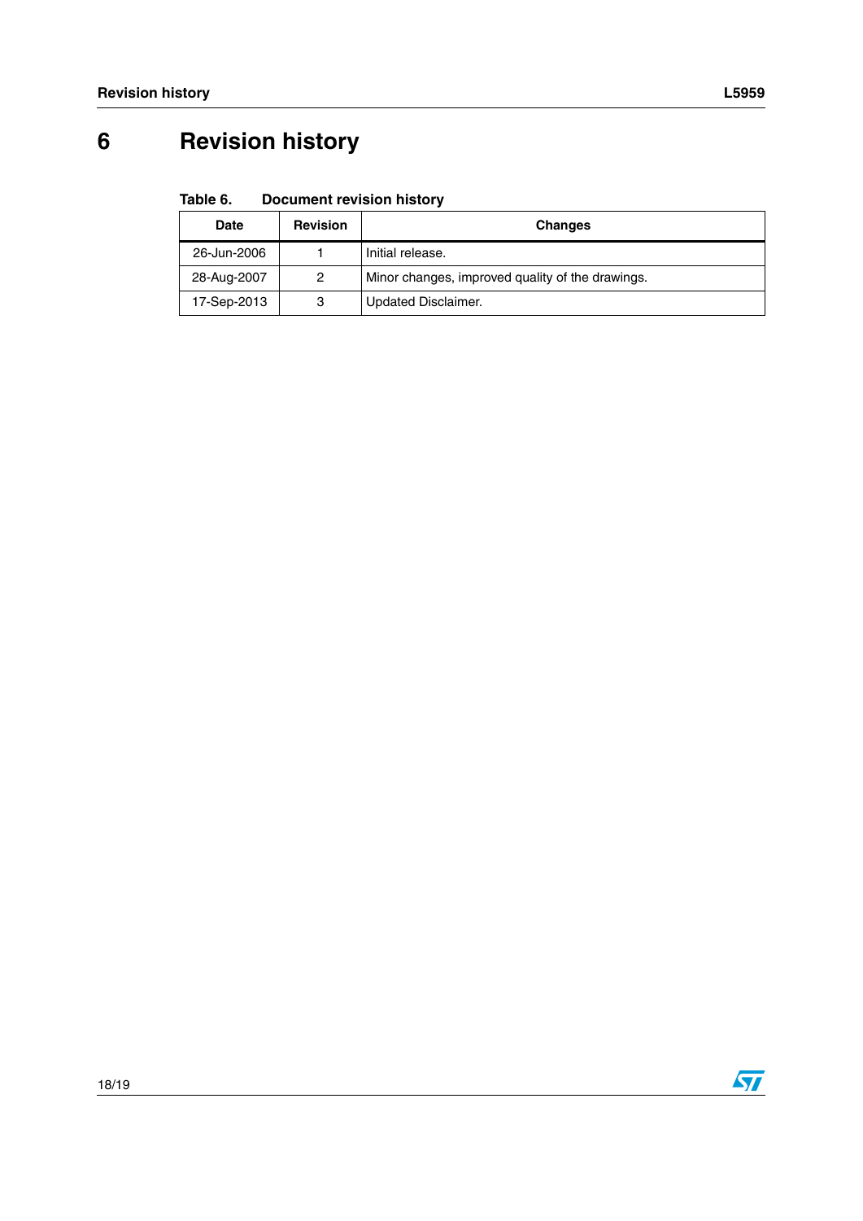# 6 Revision history

**Table 6. Document revision history**

| Date | Revision | Changes |
|---|---|---|
| 26-Jun-2006 | 1 | Initial release. |
| 28-Aug-2007 | 2 | Minor changes, improved quality of the drawings. |
| 17-Sep-2013 | 3 | Updated Disclaimer. |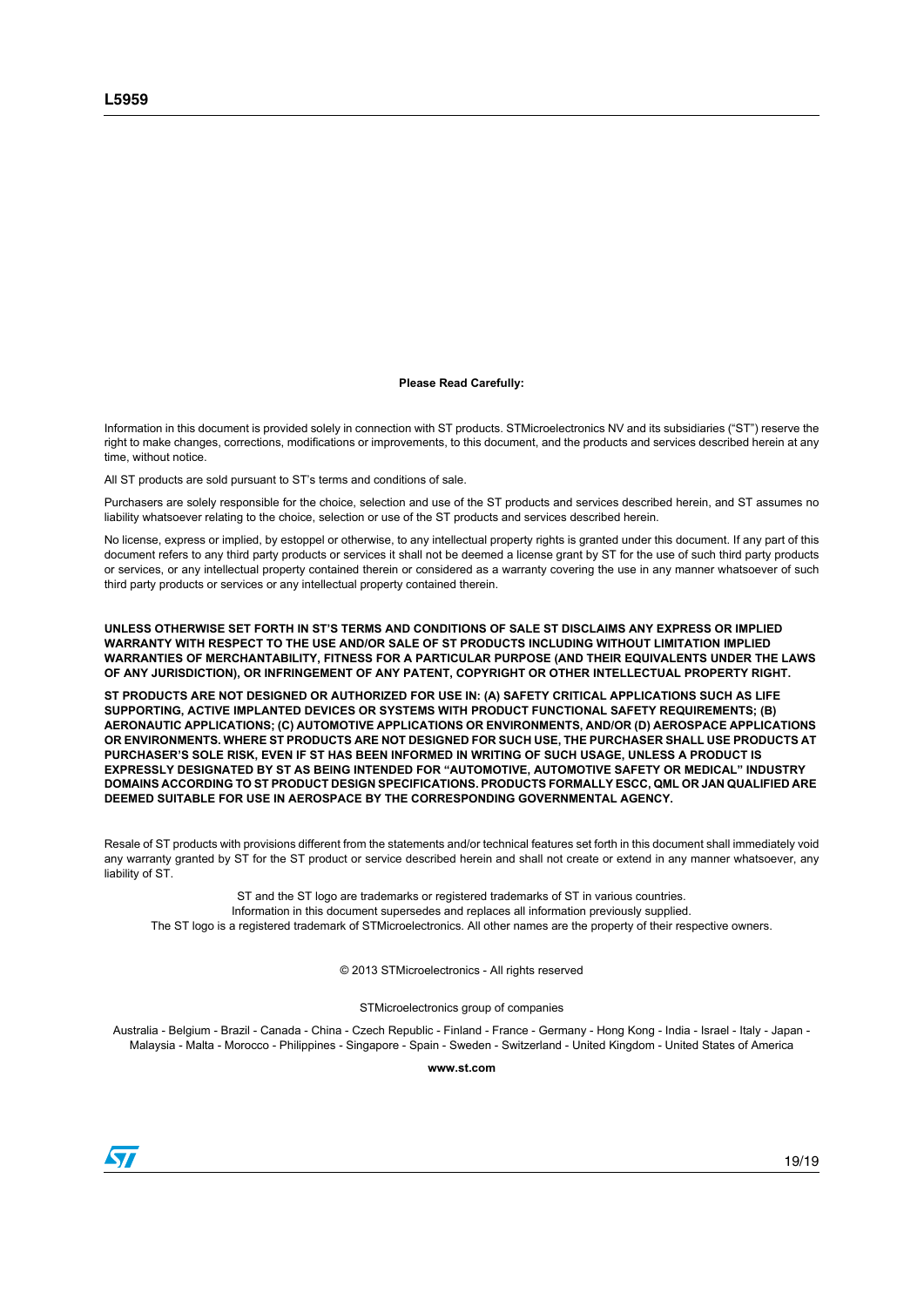**Please Read Carefully:**

Information in this document is provided solely in connection with ST products. STMicroelectronics NV and its subsidiaries ("ST") reserve the right to make changes, corrections, modifications or improvements, to this document, and the products and services described herein at any time, without notice.

All ST products are sold pursuant to ST's terms and conditions of sale.

Purchasers are solely responsible for the choice, selection and use of the ST products and services described herein, and ST assumes no liability whatsoever relating to the choice, selection or use of the ST products and services described herein.

No license, express or implied, by estoppel or otherwise, to any intellectual property rights is granted under this document. If any part of this document refers to any third party products or services it shall not be deemed a license grant by ST for the use of such third party products or services, or any intellectual property contained therein or considered as a warranty covering the use in any manner whatsoever of such third party products or services or any intellectual property contained therein.

**UNLESS OTHERWISE SET FORTH IN ST'S TERMS AND CONDITIONS OF SALE ST DISCLAIMS ANY EXPRESS OR IMPLIED WARRANTY WITH RESPECT TO THE USE AND/OR SALE OF ST PRODUCTS INCLUDING WITHOUT LIMITATION IMPLIED WARRANTIES OF MERCHANTABILITY, FITNESS FOR A PARTICULAR PURPOSE (AND THEIR EQUIVALENTS UNDER THE LAWS OF ANY JURISDICTION), OR INFRINGEMENT OF ANY PATENT, COPYRIGHT OR OTHER INTELLECTUAL PROPERTY RIGHT.**

**ST PRODUCTS ARE NOT DESIGNED OR AUTHORIZED FOR USE IN: (A) SAFETY CRITICAL APPLICATIONS SUCH AS LIFE SUPPORTING, ACTIVE IMPLANTED DEVICES OR SYSTEMS WITH PRODUCT FUNCTIONAL SAFETY REQUIREMENTS; (B) AERONAUTIC APPLICATIONS; (C) AUTOMOTIVE APPLICATIONS OR ENVIRONMENTS, AND/OR (D) AEROSPACE APPLICATIONS OR ENVIRONMENTS. WHERE ST PRODUCTS ARE NOT DESIGNED FOR SUCH USE, THE PURCHASER SHALL USE PRODUCTS AT PURCHASER'S SOLE RISK, EVEN IF ST HAS BEEN INFORMED IN WRITING OF SUCH USAGE, UNLESS A PRODUCT IS EXPRESSLY DESIGNATED BY ST AS BEING INTENDED FOR "AUTOMOTIVE, AUTOMOTIVE SAFETY OR MEDICAL" INDUSTRY DOMAINS ACCORDING TO ST PRODUCT DESIGN SPECIFICATIONS. PRODUCTS FORMALLY ESCC, QML OR JAN QUALIFIED ARE DEEMED SUITABLE FOR USE IN AEROSPACE BY THE CORRESPONDING GOVERNMENTAL AGENCY.**

Resale of ST products with provisions different from the statements and/or technical features set forth in this document shall immediately void any warranty granted by ST for the ST product or service described herein and shall not create or extend in any manner whatsoever, any liability of ST.

ST and the ST logo are trademarks or registered trademarks of ST in various countries.
Information in this document supersedes and replaces all information previously supplied.
The ST logo is a registered trademark of STMicroelectronics. All other names are the property of their respective owners.

© 2013 STMicroelectronics - All rights reserved

STMicroelectronics group of companies

Australia - Belgium - Brazil - Canada - China - Czech Republic - Finland - France - Germany - Hong Kong - India - Israel - Italy - Japan - Malaysia - Malta - Morocco - Philippines - Singapore - Spain - Sweden - Switzerland - United Kingdom - United States of America

**www.st.com**